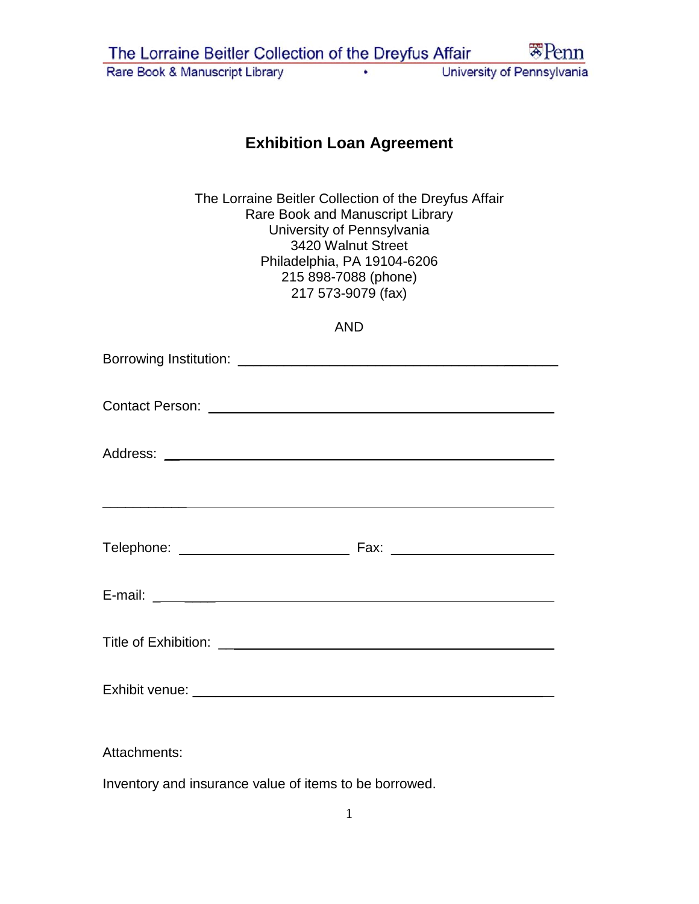# Exhibition Loan Agreement

The Lorraine Beitler Collection of the Dreyfus Affair
Rare Book and Manuscript Library
University of Pennsylvania
3420 Walnut Street
Philadelphia, PA 19104-6206
215 898-7088 (phone)
217 573-9079 (fax)

AND

Borrowing Institution: ___________________________________________

Contact Person: ___________________________________________

Address: ___________________________________________

___________________________________________

Telephone: ______________________ Fax: ______________________

E-mail: ___________________________________________

Title of Exhibition: ___________________________________________

Exhibit venue: ___________________________________________

Attachments:

Inventory and insurance value of items to be borrowed.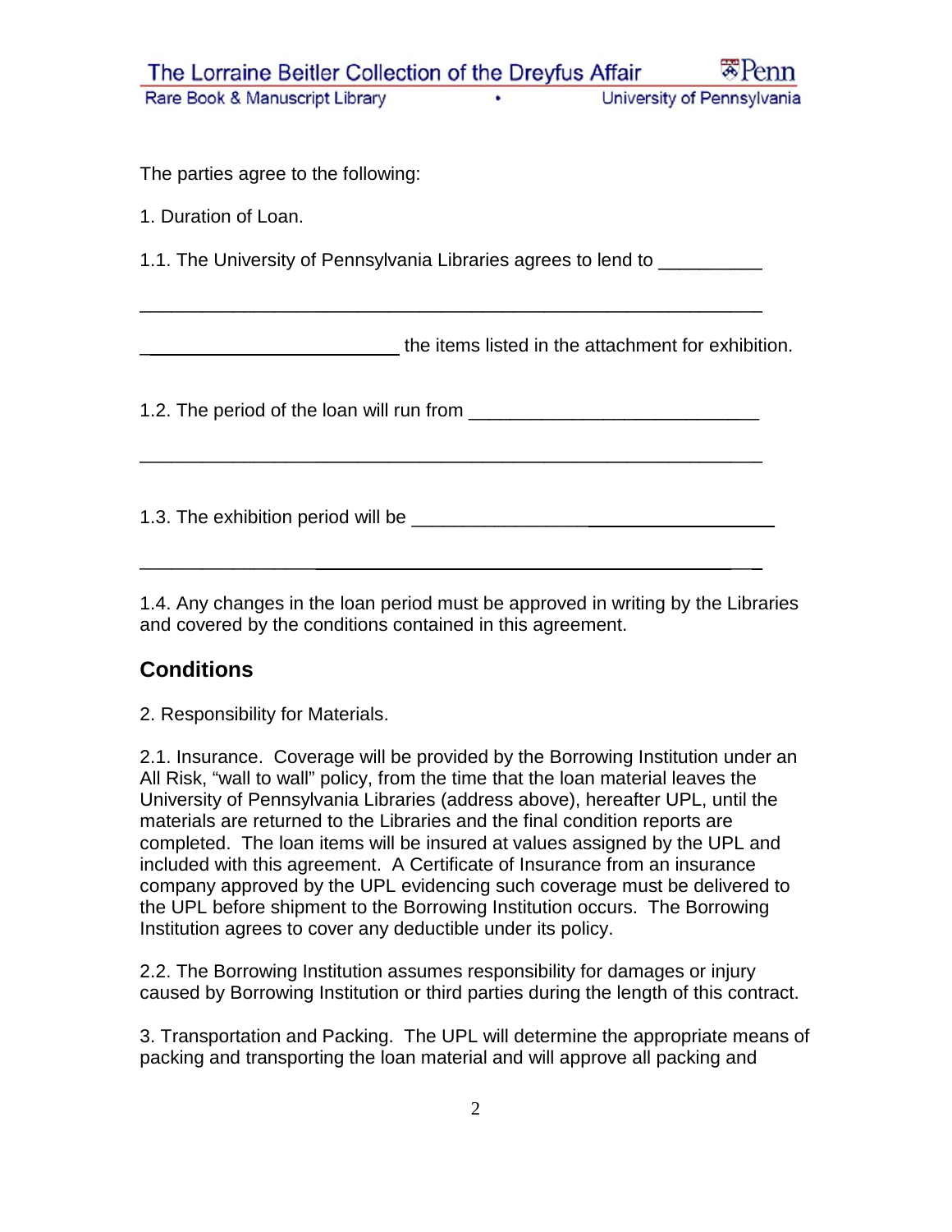The parties agree to the following:

1. Duration of Loan.

1.1. The University of Pennsylvania Libraries agrees to lend to __________

_______________________________________________________________

__________________________ the items listed in the attachment for exhibition.

1.2. The period of the loan will run from _____________________________

_______________________________________________________________

1.3. The exhibition period will be ____________________________________

_______________________________________________________________

1.4. Any changes in the loan period must be approved in writing by the Libraries and covered by the conditions contained in this agreement.

## Conditions

2. Responsibility for Materials.

2.1. Insurance. Coverage will be provided by the Borrowing Institution under an All Risk, "wall to wall" policy, from the time that the loan material leaves the University of Pennsylvania Libraries (address above), hereafter UPL, until the materials are returned to the Libraries and the final condition reports are completed. The loan items will be insured at values assigned by the UPL and included with this agreement. A Certificate of Insurance from an insurance company approved by the UPL evidencing such coverage must be delivered to the UPL before shipment to the Borrowing Institution occurs. The Borrowing Institution agrees to cover any deductible under its policy.

2.2. The Borrowing Institution assumes responsibility for damages or injury caused by Borrowing Institution or third parties during the length of this contract.

3. Transportation and Packing. The UPL will determine the appropriate means of packing and transporting the loan material and will approve all packing and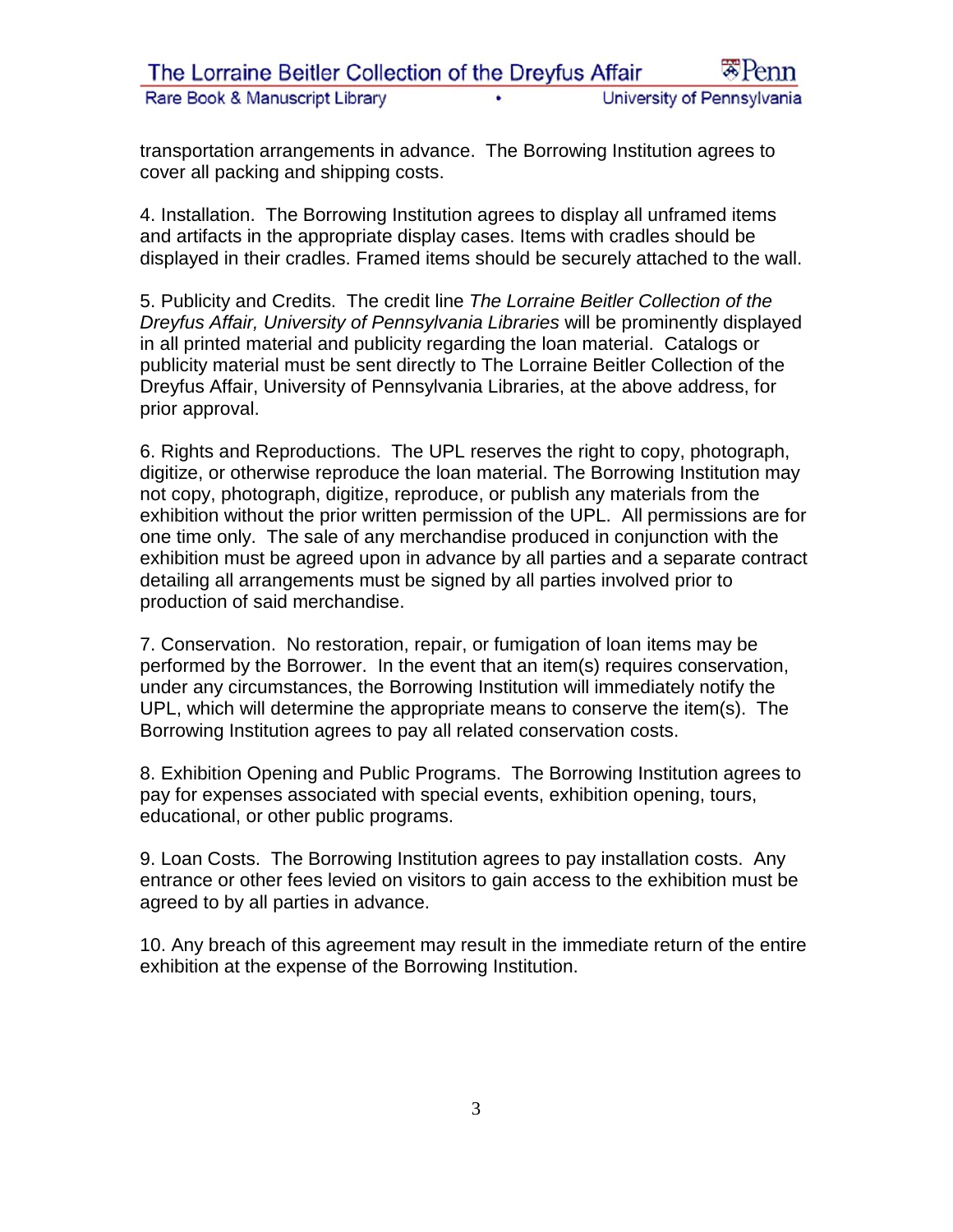transportation arrangements in advance. The Borrowing Institution agrees to cover all packing and shipping costs.

4. Installation. The Borrowing Institution agrees to display all unframed items and artifacts in the appropriate display cases. Items with cradles should be displayed in their cradles. Framed items should be securely attached to the wall.

5. Publicity and Credits. The credit line *The Lorraine Beitler Collection of the Dreyfus Affair, University of Pennsylvania Libraries* will be prominently displayed in all printed material and publicity regarding the loan material. Catalogs or publicity material must be sent directly to The Lorraine Beitler Collection of the Dreyfus Affair, University of Pennsylvania Libraries, at the above address, for prior approval.

6. Rights and Reproductions. The UPL reserves the right to copy, photograph, digitize, or otherwise reproduce the loan material. The Borrowing Institution may not copy, photograph, digitize, reproduce, or publish any materials from the exhibition without the prior written permission of the UPL. All permissions are for one time only. The sale of any merchandise produced in conjunction with the exhibition must be agreed upon in advance by all parties and a separate contract detailing all arrangements must be signed by all parties involved prior to production of said merchandise.

7. Conservation. No restoration, repair, or fumigation of loan items may be performed by the Borrower. In the event that an item(s) requires conservation, under any circumstances, the Borrowing Institution will immediately notify the UPL, which will determine the appropriate means to conserve the item(s). The Borrowing Institution agrees to pay all related conservation costs.

8. Exhibition Opening and Public Programs. The Borrowing Institution agrees to pay for expenses associated with special events, exhibition opening, tours, educational, or other public programs.

9. Loan Costs. The Borrowing Institution agrees to pay installation costs. Any entrance or other fees levied on visitors to gain access to the exhibition must be agreed to by all parties in advance.

10. Any breach of this agreement may result in the immediate return of the entire exhibition at the expense of the Borrowing Institution.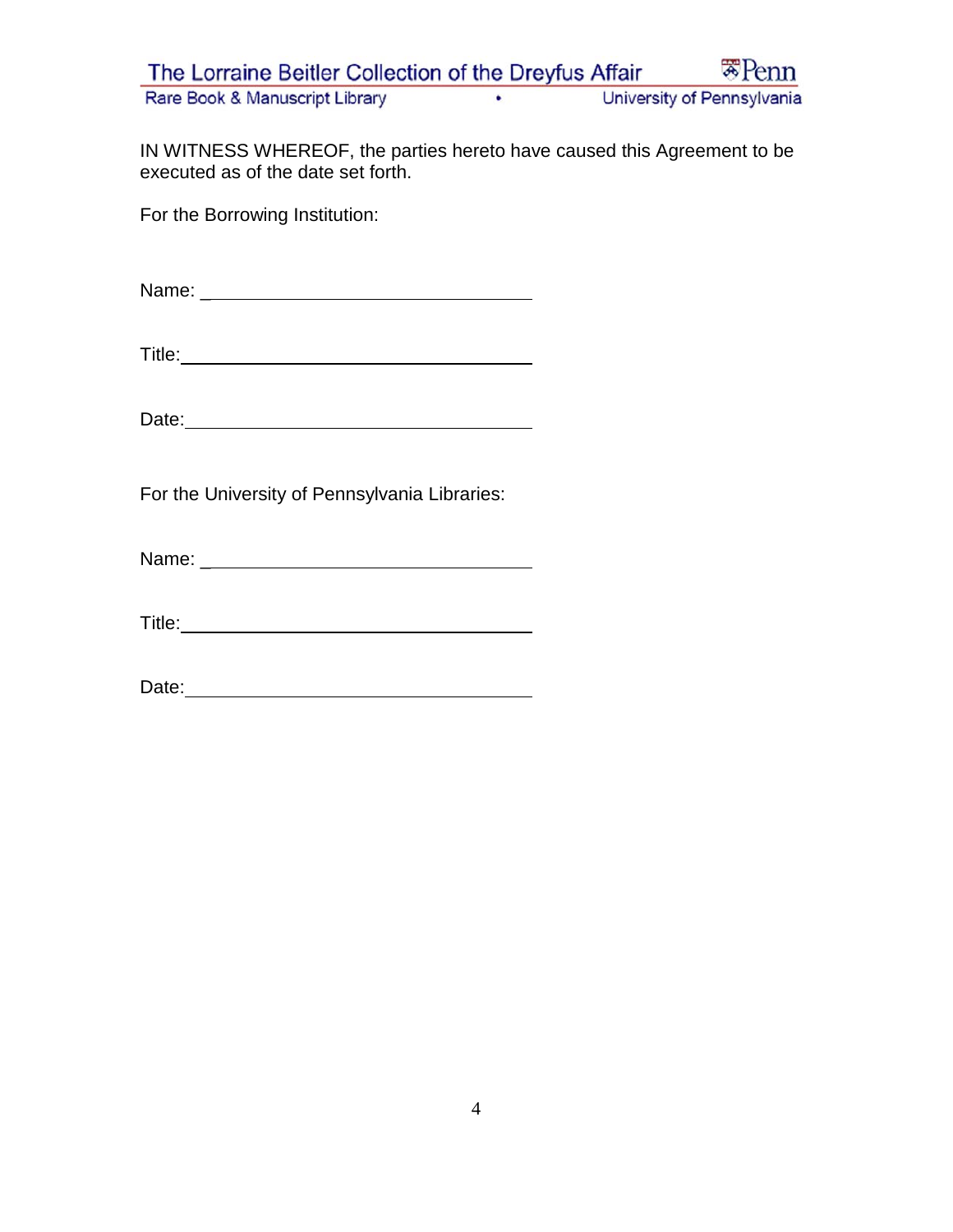IN WITNESS WHEREOF, the parties hereto have caused this Agreement to be executed as of the date set forth.

For the Borrowing Institution:

Name: ________________________________

Title: ________________________________

Date: ________________________________

For the University of Pennsylvania Libraries:

Name: ________________________________

Title: ________________________________

Date: ________________________________